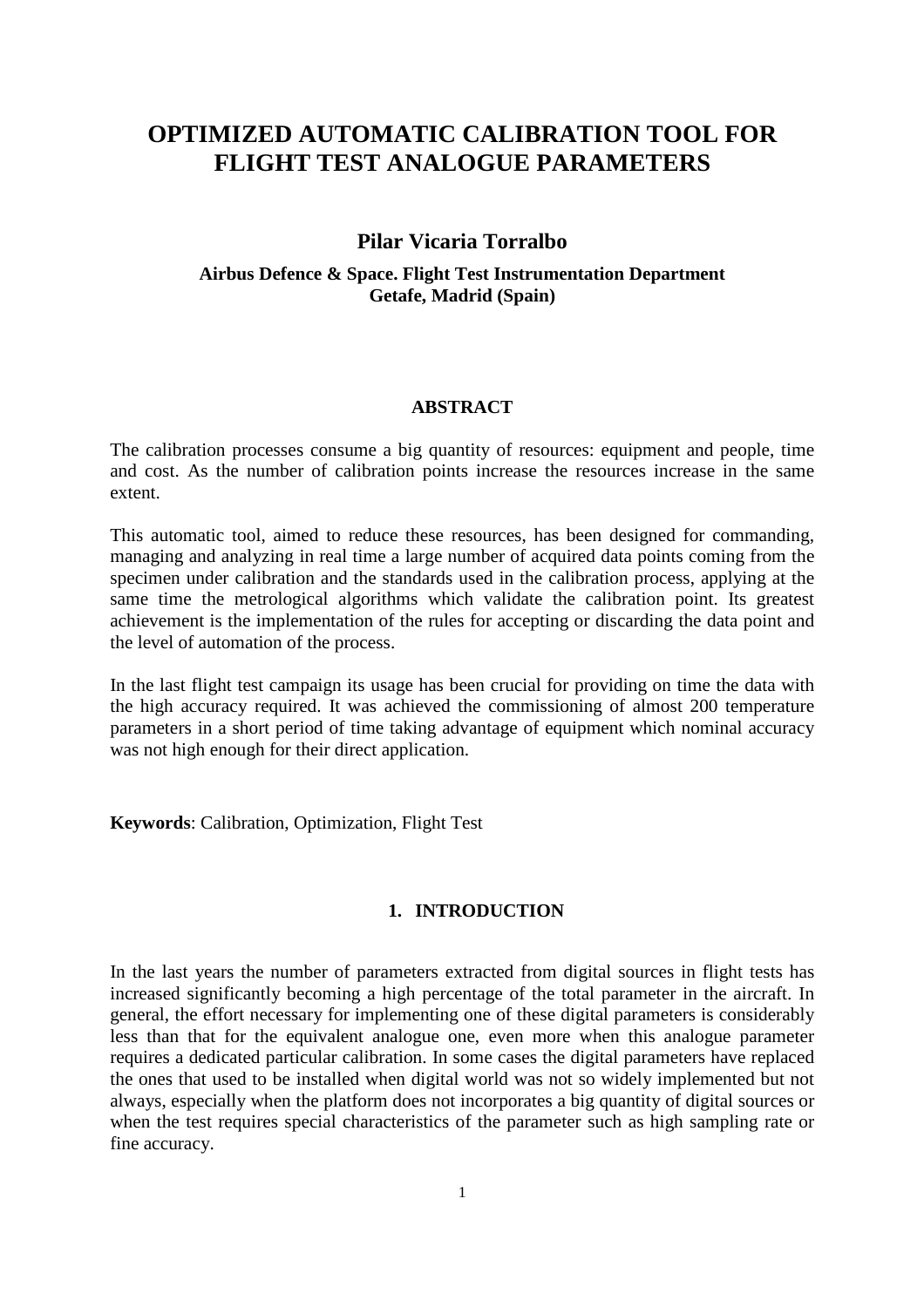# OPTIMIZED AUTOMATIC CALIBRATION TOOL FOR FLIGHT TEST ANALOGUE PARAMETERS

**Pilar Vicaria Torralbo**

**Airbus Defence & Space. Flight Test Instrumentation Department**
**Getafe, Madrid (Spain)**

## ABSTRACT

The calibration processes consume a big quantity of resources: equipment and people, time and cost. As the number of calibration points increase the resources increase in the same extent.

This automatic tool, aimed to reduce these resources, has been designed for commanding, managing and analyzing in real time a large number of acquired data points coming from the specimen under calibration and the standards used in the calibration process, applying at the same time the metrological algorithms which validate the calibration point. Its greatest achievement is the implementation of the rules for accepting or discarding the data point and the level of automation of the process.

In the last flight test campaign its usage has been crucial for providing on time the data with the high accuracy required. It was achieved the commissioning of almost 200 temperature parameters in a short period of time taking advantage of equipment which nominal accuracy was not high enough for their direct application.

**Keywords**: Calibration, Optimization, Flight Test

## 1. INTRODUCTION

In the last years the number of parameters extracted from digital sources in flight tests has increased significantly becoming a high percentage of the total parameter in the aircraft. In general, the effort necessary for implementing one of these digital parameters is considerably less than that for the equivalent analogue one, even more when this analogue parameter requires a dedicated particular calibration. In some cases the digital parameters have replaced the ones that used to be installed when digital world was not so widely implemented but not always, especially when the platform does not incorporates a big quantity of digital sources or when the test requires special characteristics of the parameter such as high sampling rate or fine accuracy.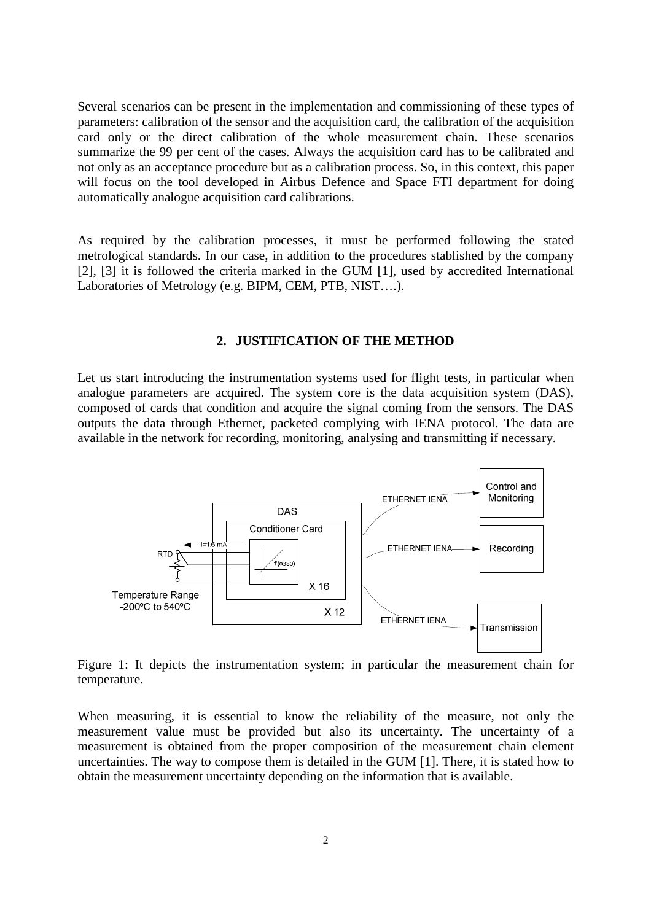Several scenarios can be present in the implementation and commissioning of these types of parameters: calibration of the sensor and the acquisition card, the calibration of the acquisition card only or the direct calibration of the whole measurement chain. These scenarios summarize the 99 per cent of the cases. Always the acquisition card has to be calibrated and not only as an acceptance procedure but as a calibration process. So, in this context, this paper will focus on the tool developed in Airbus Defence and Space FTI department for doing automatically analogue acquisition card calibrations.

As required by the calibration processes, it must be performed following the stated metrological standards. In our case, in addition to the procedures stablished by the company [2], [3] it is followed the criteria marked in the GUM [1], used by accredited International Laboratories of Metrology (e.g. BIPM, CEM, PTB, NIST….).

## 2. JUSTIFICATION OF THE METHOD

Let us start introducing the instrumentation systems used for flight tests, in particular when analogue parameters are acquired. The system core is the data acquisition system (DAS), composed of cards that condition and acquire the signal coming from the sensors. The DAS outputs the data through Ethernet, packeted complying with IENA protocol. The data are available in the network for recording, monitoring, analysing and transmitting if necessary.

Figure 1: It depicts the instrumentation system; in particular the measurement chain for temperature.

When measuring, it is essential to know the reliability of the measure, not only the measurement value must be provided but also its uncertainty. The uncertainty of a measurement is obtained from the proper composition of the measurement chain element uncertainties. The way to compose them is detailed in the GUM [1]. There, it is stated how to obtain the measurement uncertainty depending on the information that is available.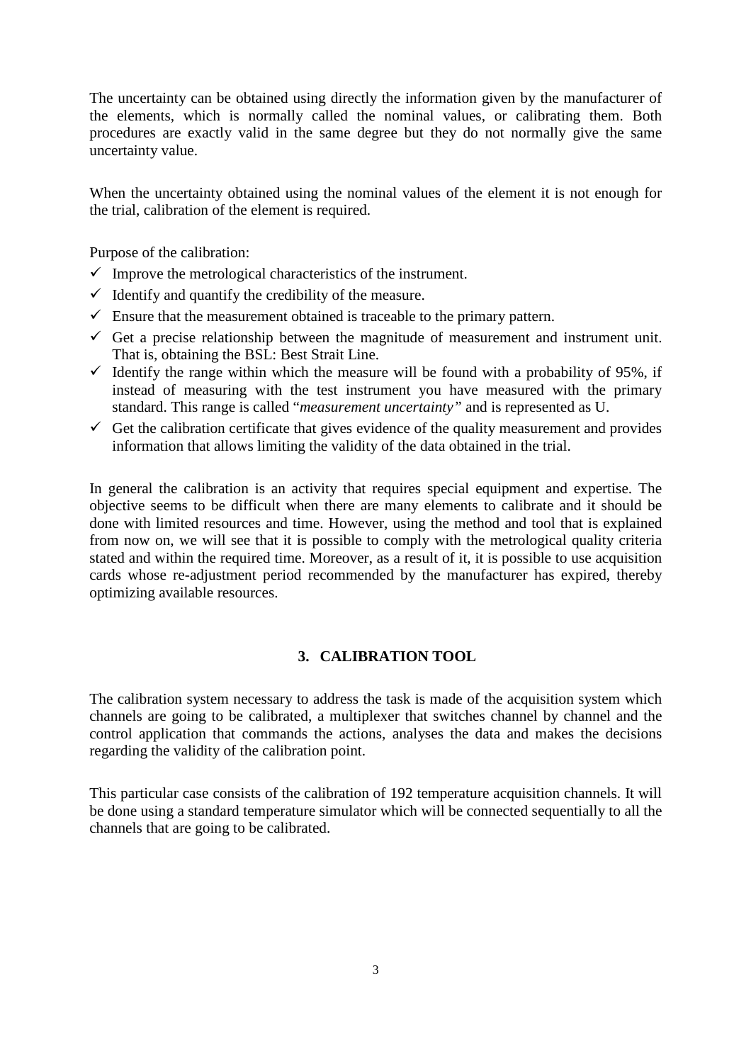The uncertainty can be obtained using directly the information given by the manufacturer of the elements, which is normally called the nominal values, or calibrating them. Both procedures are exactly valid in the same degree but they do not normally give the same uncertainty value.

When the uncertainty obtained using the nominal values of the element it is not enough for the trial, calibration of the element is required.

Purpose of the calibration:

- ✓ Improve the metrological characteristics of the instrument.
- ✓ Identify and quantify the credibility of the measure.
- ✓ Ensure that the measurement obtained is traceable to the primary pattern.
- ✓ Get a precise relationship between the magnitude of measurement and instrument unit. That is, obtaining the BSL: Best Strait Line.
- ✓ Identify the range within which the measure will be found with a probability of 95%, if instead of measuring with the test instrument you have measured with the primary standard. This range is called "*measurement uncertainty"* and is represented as U.
- ✓ Get the calibration certificate that gives evidence of the quality measurement and provides information that allows limiting the validity of the data obtained in the trial.

In general the calibration is an activity that requires special equipment and expertise. The objective seems to be difficult when there are many elements to calibrate and it should be done with limited resources and time. However, using the method and tool that is explained from now on, we will see that it is possible to comply with the metrological quality criteria stated and within the required time. Moreover, as a result of it, it is possible to use acquisition cards whose re-adjustment period recommended by the manufacturer has expired, thereby optimizing available resources.

## 3. CALIBRATION TOOL

The calibration system necessary to address the task is made of the acquisition system which channels are going to be calibrated, a multiplexer that switches channel by channel and the control application that commands the actions, analyses the data and makes the decisions regarding the validity of the calibration point.

This particular case consists of the calibration of 192 temperature acquisition channels. It will be done using a standard temperature simulator which will be connected sequentially to all the channels that are going to be calibrated.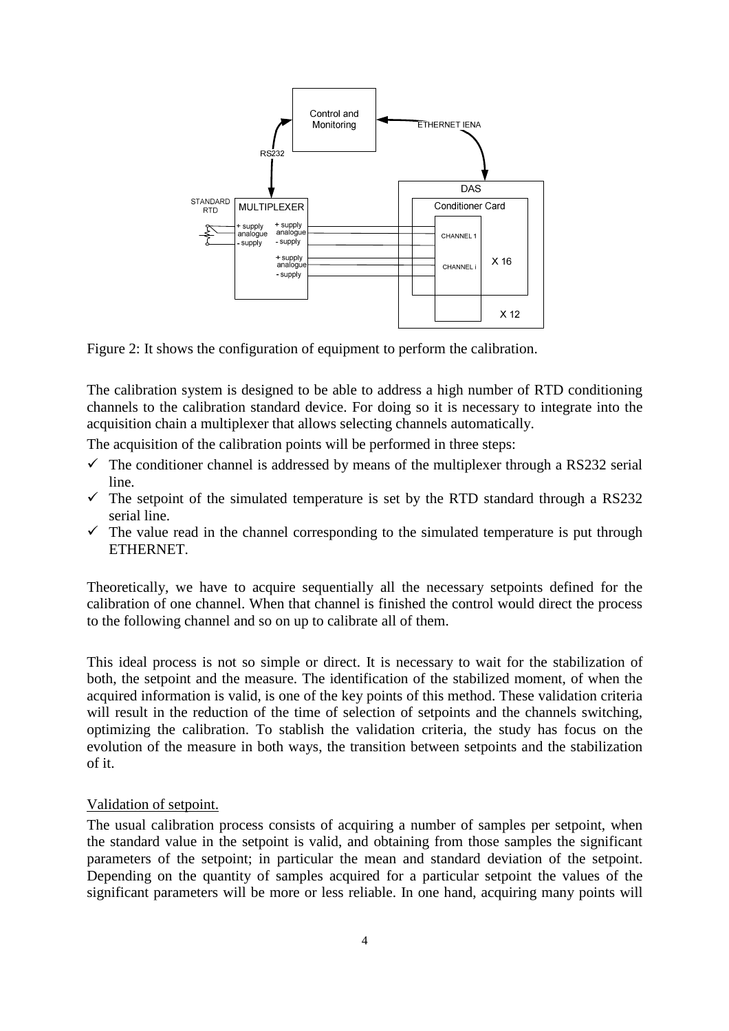Figure 2: It shows the configuration of equipment to perform the calibration.

The calibration system is designed to be able to address a high number of RTD conditioning channels to the calibration standard device. For doing so it is necessary to integrate into the acquisition chain a multiplexer that allows selecting channels automatically.

The acquisition of the calibration points will be performed in three steps:

- ✓ The conditioner channel is addressed by means of the multiplexer through a RS232 serial line.
- ✓ The setpoint of the simulated temperature is set by the RTD standard through a RS232 serial line.
- ✓ The value read in the channel corresponding to the simulated temperature is put through ETHERNET.

Theoretically, we have to acquire sequentially all the necessary setpoints defined for the calibration of one channel. When that channel is finished the control would direct the process to the following channel and so on up to calibrate all of them.

This ideal process is not so simple or direct. It is necessary to wait for the stabilization of both, the setpoint and the measure. The identification of the stabilized moment, of when the acquired information is valid, is one of the key points of this method. These validation criteria will result in the reduction of the time of selection of setpoints and the channels switching, optimizing the calibration. To stablish the validation criteria, the study has focus on the evolution of the measure in both ways, the transition between setpoints and the stabilization of it.

Validation of setpoint.

The usual calibration process consists of acquiring a number of samples per setpoint, when the standard value in the setpoint is valid, and obtaining from those samples the significant parameters of the setpoint; in particular the mean and standard deviation of the setpoint. Depending on the quantity of samples acquired for a particular setpoint the values of the significant parameters will be more or less reliable. In one hand, acquiring many points will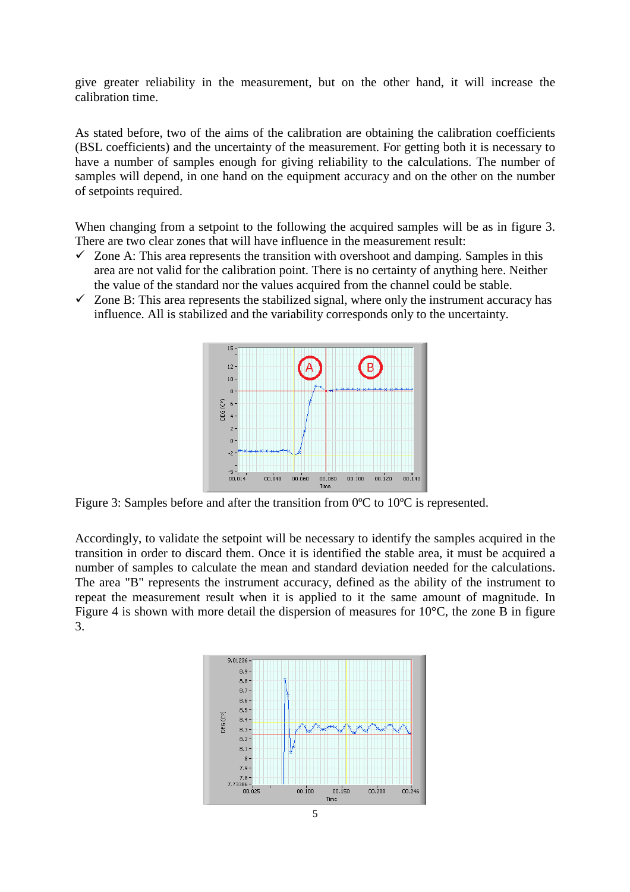give greater reliability in the measurement, but on the other hand, it will increase the calibration time.

As stated before, two of the aims of the calibration are obtaining the calibration coefficients (BSL coefficients) and the uncertainty of the measurement. For getting both it is necessary to have a number of samples enough for giving reliability to the calculations. The number of samples will depend, in one hand on the equipment accuracy and on the other on the number of setpoints required.

When changing from a setpoint to the following the acquired samples will be as in figure 3. There are two clear zones that will have influence in the measurement result:

- ✓ Zone A: This area represents the transition with overshoot and damping. Samples in this area are not valid for the calibration point. There is no certainty of anything here. Neither the value of the standard nor the values acquired from the channel could be stable.
- ✓ Zone B: This area represents the stabilized signal, where only the instrument accuracy has influence. All is stabilized and the variability corresponds only to the uncertainty.

Figure 3: Samples before and after the transition from 0ºC to 10ºC is represented.

Accordingly, to validate the setpoint will be necessary to identify the samples acquired in the transition in order to discard them. Once it is identified the stable area, it must be acquired a number of samples to calculate the mean and standard deviation needed for the calculations. The area "B" represents the instrument accuracy, defined as the ability of the instrument to repeat the measurement result when it is applied to it the same amount of magnitude. In Figure 4 is shown with more detail the dispersion of measures for 10°C, the zone B in figure 3.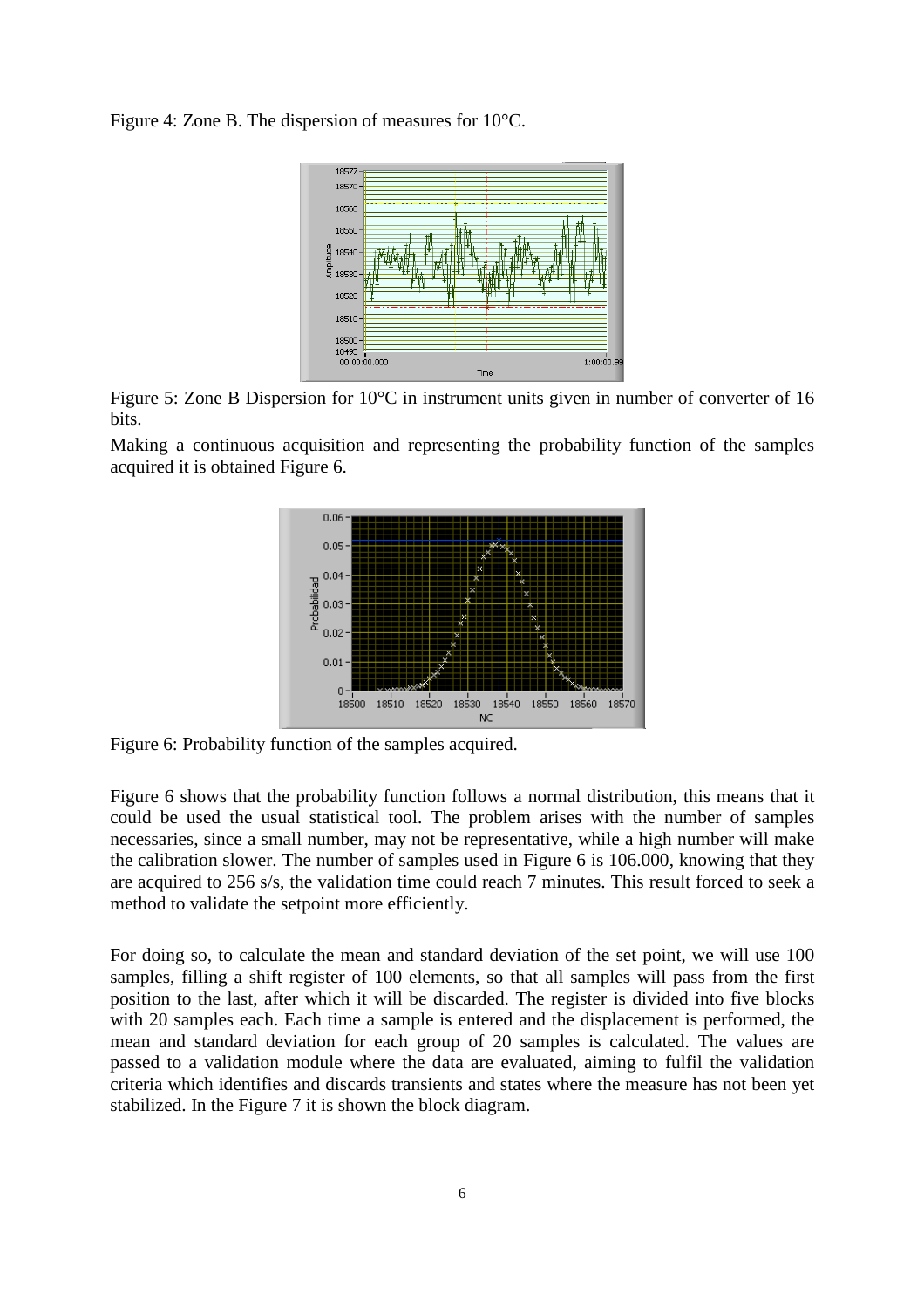Figure 4: Zone B. The dispersion of measures for 10°C.

Figure 5: Zone B Dispersion for 10°C in instrument units given in number of converter of 16 bits.

Making a continuous acquisition and representing the probability function of the samples acquired it is obtained Figure 6.

Figure 6: Probability function of the samples acquired.

Figure 6 shows that the probability function follows a normal distribution, this means that it could be used the usual statistical tool. The problem arises with the number of samples necessaries, since a small number, may not be representative, while a high number will make the calibration slower. The number of samples used in Figure 6 is 106.000, knowing that they are acquired to 256 s/s, the validation time could reach 7 minutes. This result forced to seek a method to validate the setpoint more efficiently.

For doing so, to calculate the mean and standard deviation of the set point, we will use 100 samples, filling a shift register of 100 elements, so that all samples will pass from the first position to the last, after which it will be discarded. The register is divided into five blocks with 20 samples each. Each time a sample is entered and the displacement is performed, the mean and standard deviation for each group of 20 samples is calculated. The values are passed to a validation module where the data are evaluated, aiming to fulfil the validation criteria which identifies and discards transients and states where the measure has not been yet stabilized. In the Figure 7 it is shown the block diagram.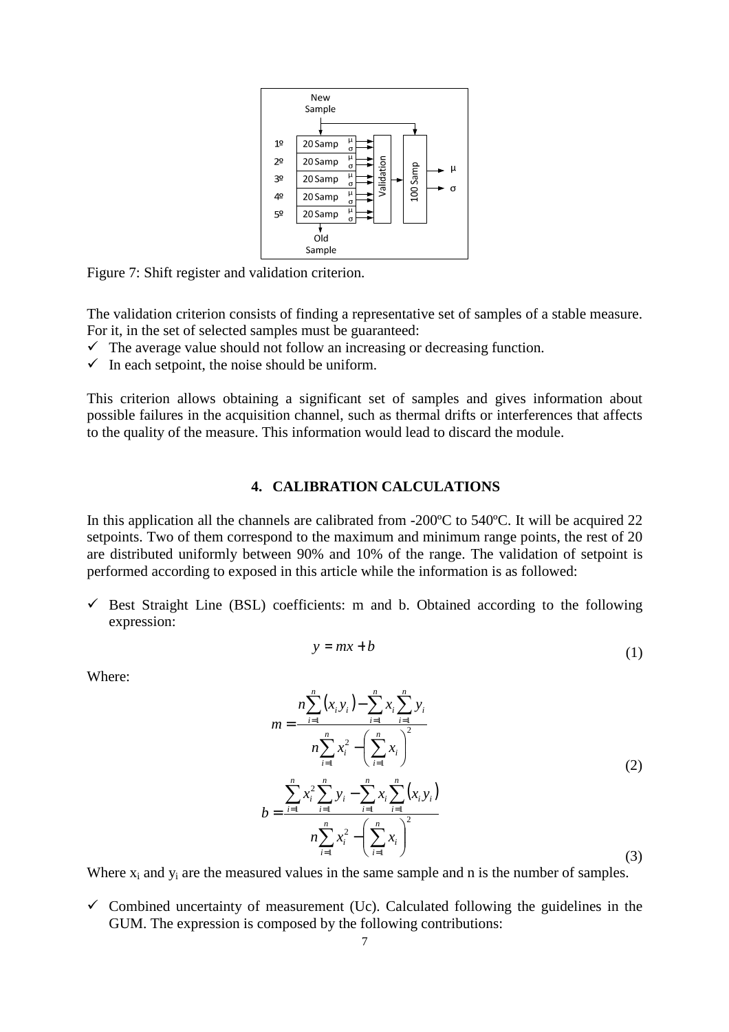Figure 7: Shift register and validation criterion.

The validation criterion consists of finding a representative set of samples of a stable measure. For it, in the set of selected samples must be guaranteed:

- ✓ The average value should not follow an increasing or decreasing function.
- ✓ In each setpoint, the noise should be uniform.

This criterion allows obtaining a significant set of samples and gives information about possible failures in the acquisition channel, such as thermal drifts or interferences that affects to the quality of the measure. This information would lead to discard the module.

## 4. CALIBRATION CALCULATIONS

In this application all the channels are calibrated from -200ºC to 540ºC. It will be acquired 22 setpoints. Two of them correspond to the maximum and minimum range points, the rest of 20 are distributed uniformly between 90% and 10% of the range. The validation of setpoint is performed according to exposed in this article while the information is as followed:

- ✓ Best Straight Line (BSL) coefficients: m and b. Obtained according to the following expression:

$$y = mx + b \tag{1}$$

Where:

$$m = \frac{n\sum_{i=1}^{n}(x_i y_i) - \sum_{i=1}^{n} x_i \sum_{i=1}^{n} y_i}{n\sum_{i=1}^{n} x_i^2 - \left(\sum_{i=1}^{n} x_i\right)^2} \tag{2}$$

$$b = \frac{\sum_{i=1}^{n} x_i^2 \sum_{i=1}^{n} y_i - \sum_{i=1}^{n} x_i \sum_{i=1}^{n}(x_i y_i)}{n\sum_{i=1}^{n} x_i^2 - \left(\sum_{i=1}^{n} x_i\right)^2} \tag{3}$$

Where $x_i$ and $y_i$ are the measured values in the same sample and n is the number of samples.

- ✓ Combined uncertainty of measurement (Uc). Calculated following the guidelines in the GUM. The expression is composed by the following contributions: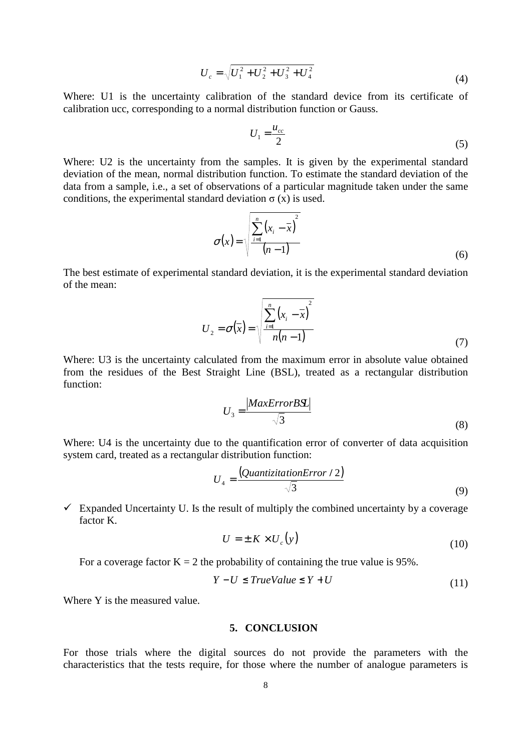$$U_c = \sqrt{U_1^2 + U_2^2 + U_3^2 + U_4^2} \tag{4}$$

Where: U1 is the uncertainty calibration of the standard device from its certificate of calibration ucc, corresponding to a normal distribution function or Gauss.

$$U_1 = \frac{u_{cc}}{2} \tag{5}$$

Where: U2 is the uncertainty from the samples. It is given by the experimental standard deviation of the mean, normal distribution function. To estimate the standard deviation of the data from a sample, i.e., a set of observations of a particular magnitude taken under the same conditions, the experimental standard deviation σ (x) is used.

$$\sigma(x) = \sqrt{\frac{\sum_{i=1}^{n} \left(x_i - \bar{x}\right)^2}{(n-1)}} \tag{6}$$

The best estimate of experimental standard deviation, it is the experimental standard deviation of the mean:

$$U_2 = \sigma(\bar{x}) = \sqrt{\frac{\sum_{i=1}^{n} \left(x_i - \bar{x}\right)^2}{n(n-1)}} \tag{7}$$

Where: U3 is the uncertainty calculated from the maximum error in absolute value obtained from the residues of the Best Straight Line (BSL), treated as a rectangular distribution function:

$$U_3 = \frac{\left|MaxErrorBSL\right|}{\sqrt{3}} \tag{8}$$

Where: U4 is the uncertainty due to the quantification error of converter of data acquisition system card, treated as a rectangular distribution function:

$$U_4 = \frac{\left(QuantizitationError\ /\ 2\right)}{\sqrt{3}} \tag{9}$$

- ✓ Expanded Uncertainty U. Is the result of multiply the combined uncertainty by a coverage factor K.

$$U = \pm K \times U_c(y) \tag{10}$$

For a coverage factor K = 2 the probability of containing the true value is 95%.

$$Y - U \leq TrueValue \leq Y + U \tag{11}$$

Where Y is the measured value.

## 5. CONCLUSION

For those trials where the digital sources do not provide the parameters with the characteristics that the tests require, for those where the number of analogue parameters is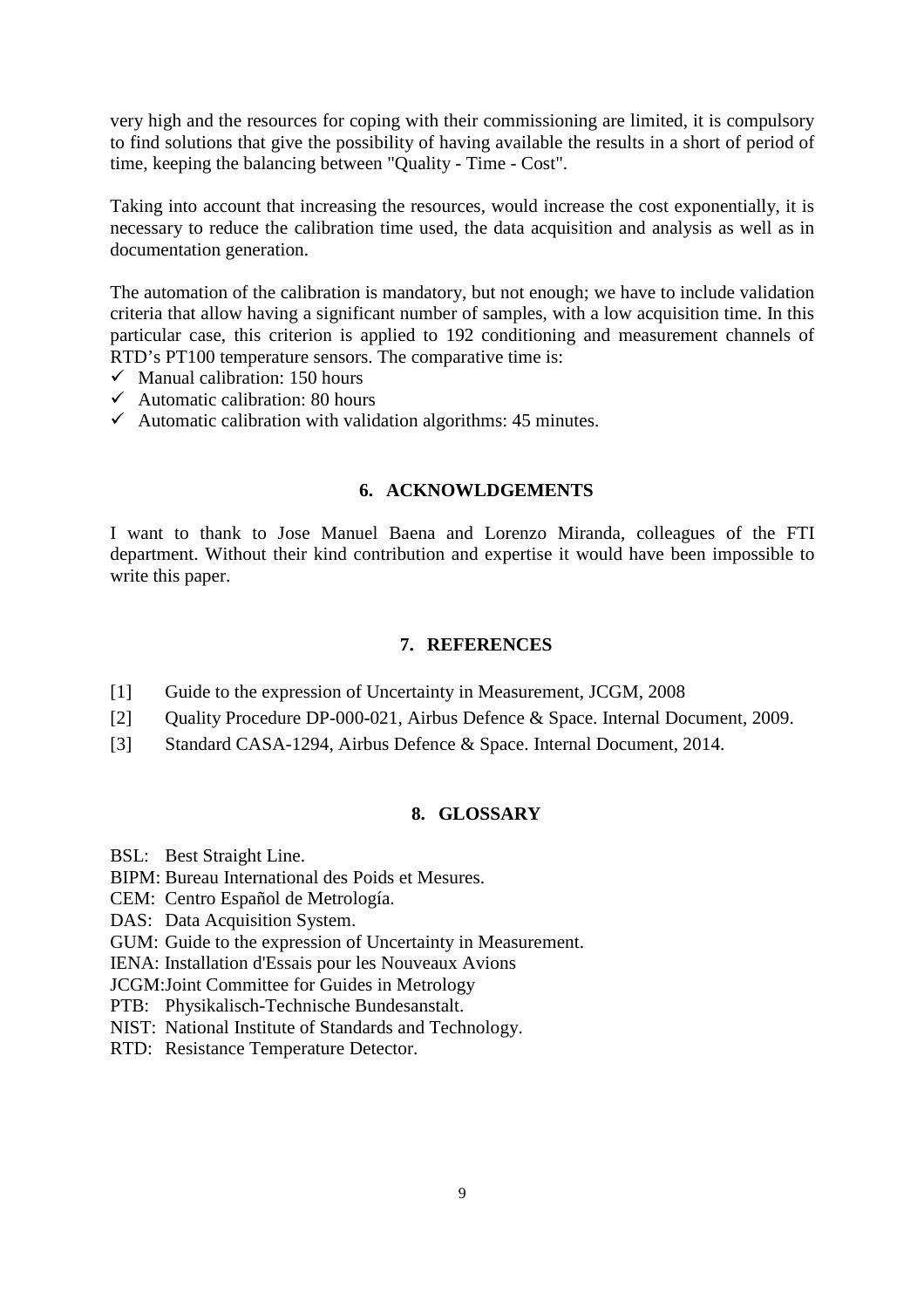very high and the resources for coping with their commissioning are limited, it is compulsory to find solutions that give the possibility of having available the results in a short of period of time, keeping the balancing between "Quality - Time - Cost".

Taking into account that increasing the resources, would increase the cost exponentially, it is necessary to reduce the calibration time used, the data acquisition and analysis as well as in documentation generation.

The automation of the calibration is mandatory, but not enough; we have to include validation criteria that allow having a significant number of samples, with a low acquisition time. In this particular case, this criterion is applied to 192 conditioning and measurement channels of RTD's PT100 temperature sensors. The comparative time is:

- ✓ Manual calibration: 150 hours
- ✓ Automatic calibration: 80 hours
- ✓ Automatic calibration with validation algorithms: 45 minutes.

## 6. ACKNOWLDGEMENTS

I want to thank to Jose Manuel Baena and Lorenzo Miranda, colleagues of the FTI department. Without their kind contribution and expertise it would have been impossible to write this paper.

## 7. REFERENCES

[1] Guide to the expression of Uncertainty in Measurement, JCGM, 2008

[2] Quality Procedure DP-000-021, Airbus Defence & Space. Internal Document, 2009.

[3] Standard CASA-1294, Airbus Defence & Space. Internal Document, 2014.

## 8. GLOSSARY

BSL: Best Straight Line.
BIPM: Bureau International des Poids et Mesures.
CEM: Centro Español de Metrología.
DAS: Data Acquisition System.
GUM: Guide to the expression of Uncertainty in Measurement.
IENA: Installation d'Essais pour les Nouveaux Avions
JCGM:Joint Committee for Guides in Metrology
PTB: Physikalisch-Technische Bundesanstalt.
NIST: National Institute of Standards and Technology.
RTD: Resistance Temperature Detector.